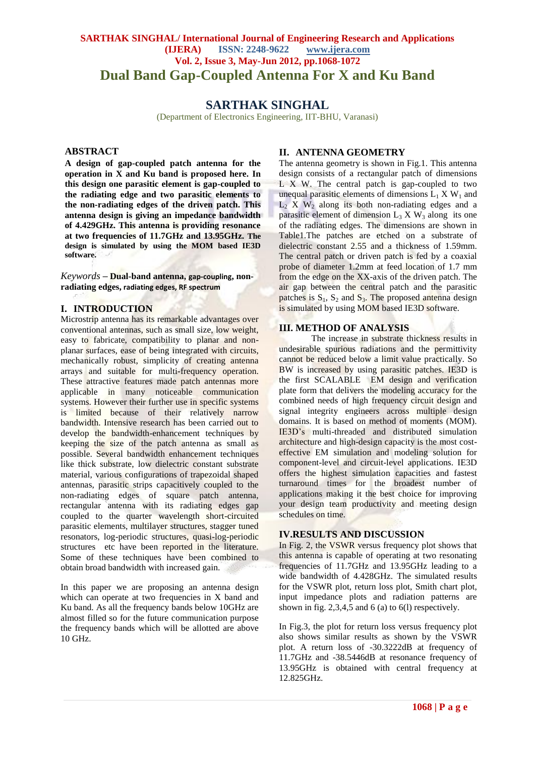# Dual Band Gap-Coupled Antenna For X and Ku Band

## SARTHAK SINGHAL

(Department of Electronics Engineering, IIT-BHU, Varanasi)

## ABSTRACT

**A design of gap-coupled patch antenna for the operation in X and Ku band is proposed here. In this design one parasitic element is gap-coupled to the radiating edge and two parasitic elements to the non-radiating edges of the driven patch. This antenna design is giving an impedance bandwidth of 4.429GHz. This antenna is providing resonance at two frequencies of 11.7GHz and 13.95GHz. The design is simulated by using the MOM based IE3D software.**

*Keywords* – **Dual-band antenna, gap-coupling, non-radiating edges, radiating edges, RF spectrum**

## I. INTRODUCTION

Microstrip antenna has its remarkable advantages over conventional antennas, such as small size, low weight, easy to fabricate, compatibility to planar and non-planar surfaces, ease of being integrated with circuits, mechanically robust, simplicity of creating antenna arrays and suitable for multi-frequency operation. These attractive features made patch antennas more applicable in many noticeable communication systems. However their further use in specific systems is limited because of their relatively narrow bandwidth. Intensive research has been carried out to develop the bandwidth-enhancement techniques by keeping the size of the patch antenna as small as possible. Several bandwidth enhancement techniques like thick substrate, low dielectric constant substrate material, various configurations of trapezoidal shaped antennas, parasitic strips capacitively coupled to the non-radiating edges of square patch antenna, rectangular antenna with its radiating edges gap coupled to the quarter wavelength short-circuited parasitic elements, multilayer structures, stagger tuned resonators, log-periodic structures, quasi-log-periodic structures etc have been reported in the literature. Some of these techniques have been combined to obtain broad bandwidth with increased gain.

In this paper we are proposing an antenna design which can operate at two frequencies in X band and Ku band. As all the frequency bands below 10GHz are almost filled so for the future communication purpose the frequency bands which will be allotted are above 10 GHz.

## II. ANTENNA GEOMETRY

The antenna geometry is shown in Fig.1. This antenna design consists of a rectangular patch of dimensions L X W. The central patch is gap-coupled to two unequal parasitic elements of dimensions $L_1$ X $W_1$ and $L_2$ X $W_2$ along its both non-radiating edges and a parasitic element of dimension $L_3$ X $W_3$ along its one of the radiating edges. The dimensions are shown in Table1.The patches are etched on a substrate of dielectric constant 2.55 and a thickness of 1.59mm. The central patch or driven patch is fed by a coaxial probe of diameter 1.2mm at feed location of 1.7 mm from the edge on the XX-axis of the driven patch. The air gap between the central patch and the parasitic patches is $S_1$, $S_2$ and $S_3$. The proposed antenna design is simulated by using MOM based IE3D software.

## III. METHOD OF ANALYSIS

The increase in substrate thickness results in undesirable spurious radiations and the permittivity cannot be reduced below a limit value practically. So BW is increased by using parasitic patches. IE3D is the first SCALABLE EM design and verification plate form that delivers the modeling accuracy for the combined needs of high frequency circuit design and signal integrity engineers across multiple design domains. It is based on method of moments (MOM). IE3D's multi-threaded and distributed simulation architecture and high-design capacity is the most cost-effective EM simulation and modeling solution for component-level and circuit-level applications. IE3D offers the highest simulation capacities and fastest turnaround times for the broadest number of applications making it the best choice for improving your design team productivity and meeting design schedules on time.

## IV.RESULTS AND DISCUSSION

In Fig. 2, the VSWR versus frequency plot shows that this antenna is capable of operating at two resonating frequencies of 11.7GHz and 13.95GHz leading to a wide bandwidth of 4.428GHz. The simulated results for the VSWR plot, return loss plot, Smith chart plot, input impedance plots and radiation patterns are shown in fig. 2,3,4,5 and 6 (a) to 6(l) respectively.

In Fig.3, the plot for return loss versus frequency plot also shows similar results as shown by the VSWR plot. A return loss of -30.3222dB at frequency of 11.7GHz and -38.5446dB at resonance frequency of 13.95GHz is obtained with central frequency at 12.825GHz.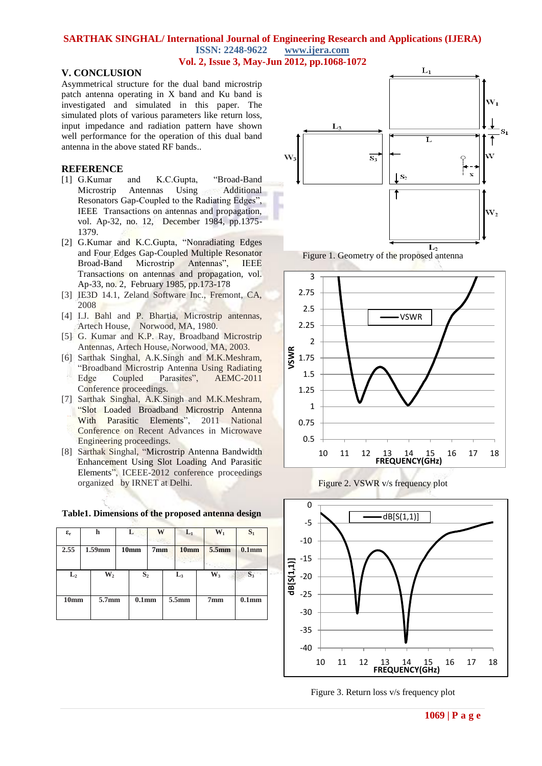## V. CONCLUSION

Asymmetrical structure for the dual band microstrip patch antenna operating in X band and Ku band is investigated and simulated in this paper. The simulated plots of various parameters like return loss, input impedance and radiation pattern have shown well performance for the operation of this dual band antenna in the above stated RF bands..

## REFERENCE

[1] G.Kumar and K.C.Gupta, "Broad-Band Microstrip Antennas Using Additional Resonators Gap-Coupled to the Radiating Edges", IEEE Transactions on antennas and propagation, vol. Ap-32, no. 12, December 1984, pp.1375-1379.

[2] G.Kumar and K.C.Gupta, "Nonradiating Edges and Four Edges Gap-Coupled Multiple Resonator Broad-Band Microstrip Antennas", IEEE Transactions on antennas and propagation, vol. Ap-33, no. 2, February 1985, pp.173-178

[3] IE3D 14.1, Zeland Software Inc., Fremont, CA, 2008

[4] I.J. Bahl and P. Bhartia, Microstrip antennas, Artech House, Norwood, MA, 1980.

[5] G. Kumar and K.P. Ray, Broadband Microstrip Antennas, Artech House, Norwood, MA, 2003.

[6] Sarthak Singhal, A.K.Singh and M.K.Meshram, "Broadband Microstrip Antenna Using Radiating Edge Coupled Parasites", AEMC-2011 Conference proceedings.

[7] Sarthak Singhal, A.K.Singh and M.K.Meshram, "Slot Loaded Broadband Microstrip Antenna With Parasitic Elements", 2011 National Conference on Recent Advances in Microwave Engineering proceedings.

[8] Sarthak Singhal, "Microstrip Antenna Bandwidth Enhancement Using Slot Loading And Parasitic Elements", ICEEE-2012 conference proceedings organized by IRNET at Delhi.

**Table1. Dimensions of the proposed antenna design**

| $\varepsilon_r$ | h | L | W | $L_1$ | $W_1$ | $S_1$ |
|---|---|---|---|---|---|---|
| 2.55 | 1.59mm | 10mm | 7mm | 10mm | 5.5mm | 0.1mm |
| $L_2$ | $W_2$ | $S_2$ | $L_3$ | $W_3$ | $S_3$ | |
| 10mm | 5.7mm | 0.1mm | 5.5mm | 7mm | 0.1mm | |

Figure 1. Geometry of the proposed antenna

Figure 2. VSWR v/s frequency plot

Figure 3. Return loss v/s frequency plot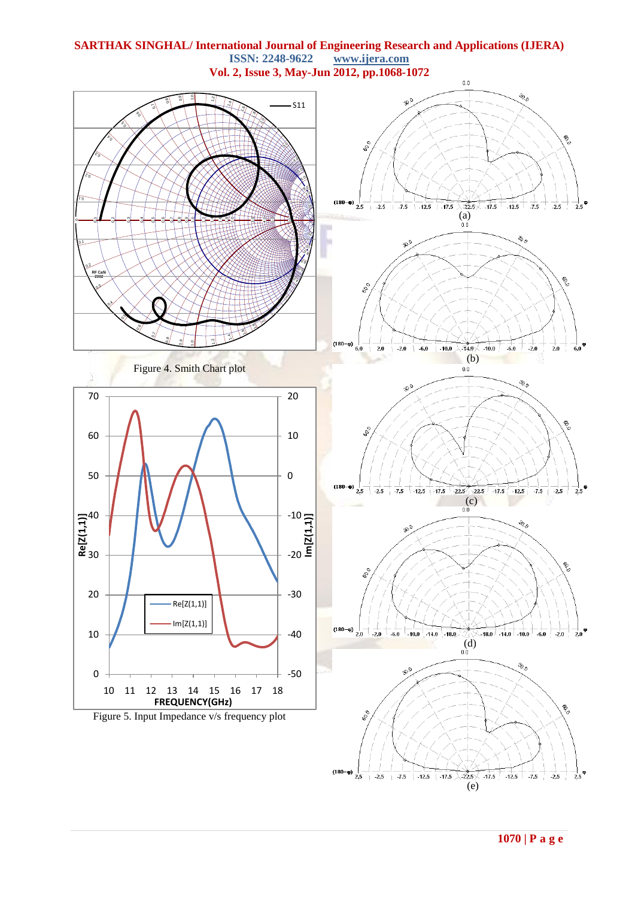Figure 4. Smith Chart plot

Figure 5. Input Impedance v/s frequency plot

(a)

(b)

(c)

(d)

(e)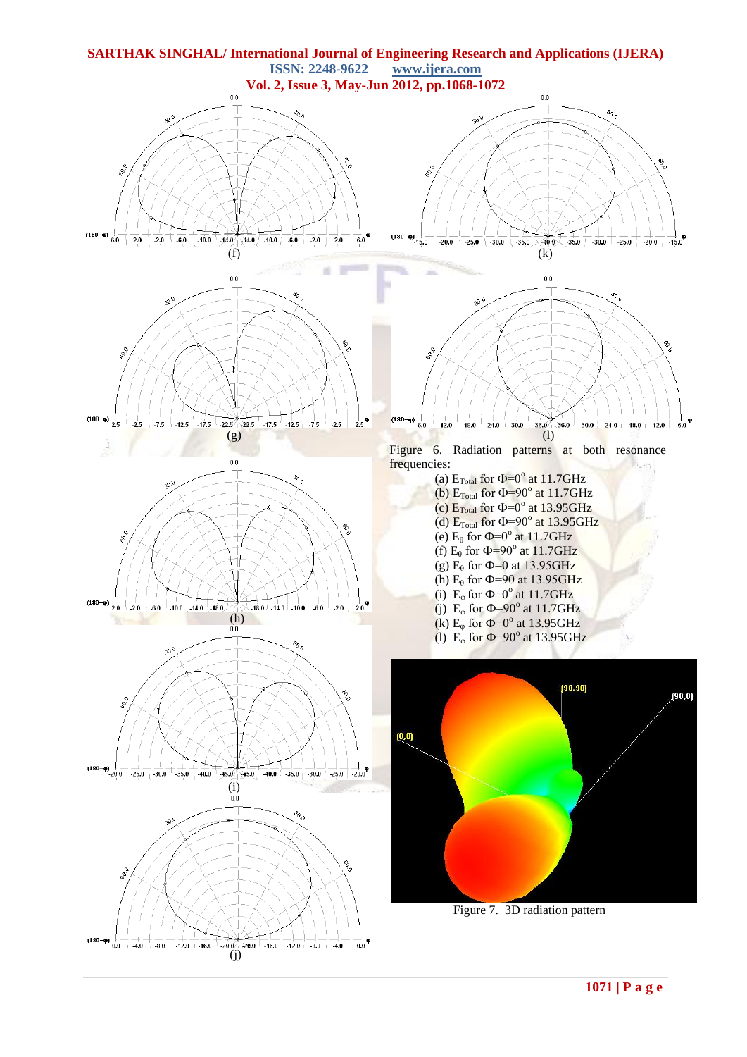(f)

(k)

(g)

(l)

Figure 6. Radiation patterns at both resonance frequencies:

(a) $E_{Total}$ for $\Phi=0^o$ at 11.7GHz
(b) $E_{Total}$ for $\Phi=90^o$ at 11.7GHz
(c) $E_{Total}$ for $\Phi=0^o$ at 13.95GHz
(d) $E_{Total}$ for $\Phi=90^o$ at 13.95GHz
(e) $E_\theta$ for $\Phi=0^o$ at 11.7GHz
(f) $E_\theta$ for $\Phi=90^o$ at 11.7GHz
(g) $E_\theta$ for $\Phi=0$ at 13.95GHz
(h) $E_\theta$ for $\Phi=90$ at 13.95GHz
(i) $E_\varphi$ for $\Phi=0^o$ at 11.7GHz
(j) $E_\varphi$ for $\Phi=90^o$ at 11.7GHz
(k) $E_\varphi$ for $\Phi=0^o$ at 13.95GHz
(l) $E_\varphi$ for $\Phi=90^o$ at 13.95GHz

(h)

(i)

(j)

Figure 7. 3D radiation pattern